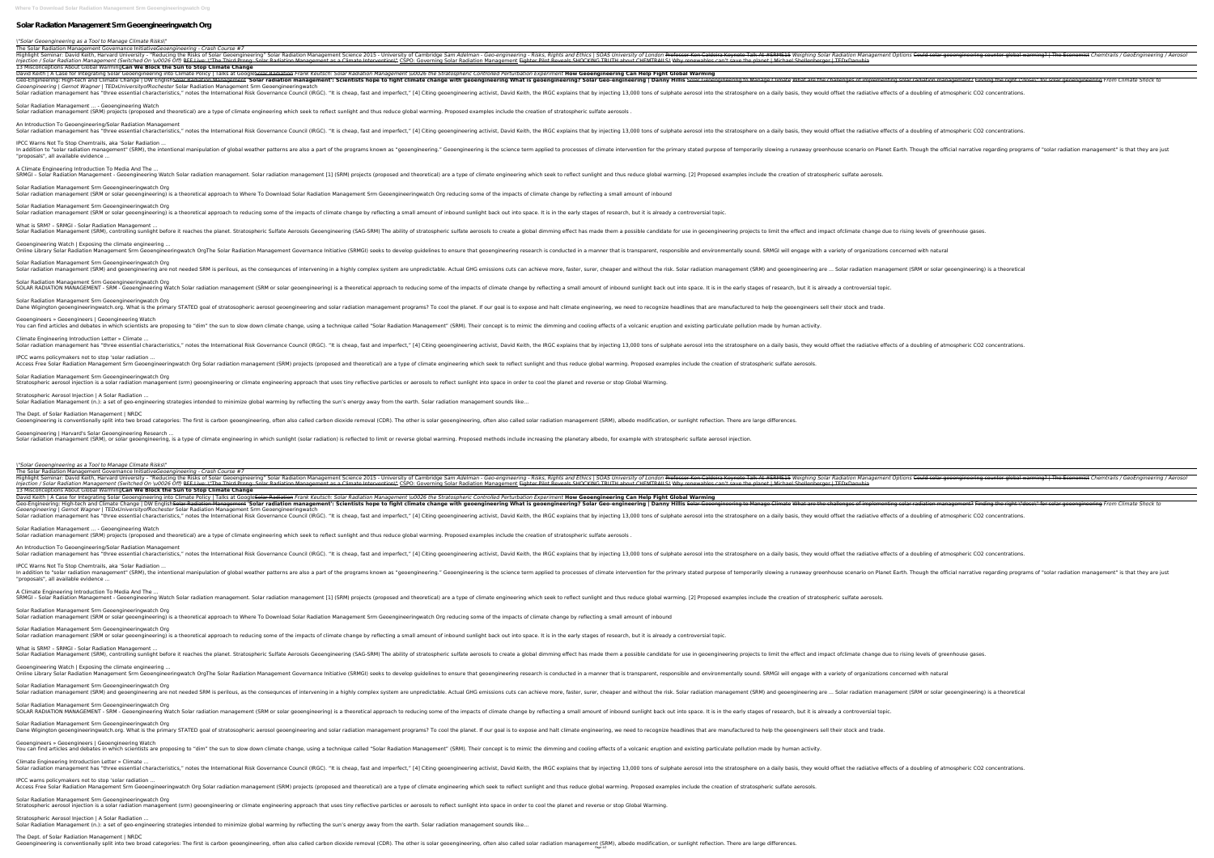# Solar Radiation Management Srm Geoengineeringwatch Org

*\"Solar Geoengineering as a Tool to Manage Climate Risks\"*

The Solar Radiation Management Governance Initiative*Geoengineering - Crash Course #7*

Highlight Seminar: David Keith, Harvard University - "Reducing the Risks of Solar Geoengineering" Solar Radiation Management Science 2015 - University of Cambridge *Sam Adelman - Geo-engineering - Risks, Rights and Ethics | SOAS University of London* Professor Ken Caldeira Keynote Talk At #SRMS15 *Weighing Solar Radiation Management Options* Could solar geoengineering counter global warming? | The Economist *Chemtrails / GeoEngineering / Aerosol Injection / Solar Radiation Management (Switched On \u0026 Off)* BEF Live: \"The Third Prong: Solar Radiation Management as a Climate Intervention\" CSPO: Governing Solar Radiation Management Fighter Pilot Reveals SHOCKING TRUTH about CHEMTRAILS! Why renewables can't save the planet | Michael Shellenberger | TEDxDanubia

13 Misconceptions About Global Warming**Can We Block the Sun to Stop Climate Change**

David Keith | A Case for Integrating Solar Geoengineering into Climate Policy | Talks at GoogleSolar Radiation *Frank Keutsch: Solar Radiation Management \u0026 the Stratospheric Controlled Perturbation Experiment* **How Geoengineering Can Help Fight Global Warming**

Geo-Engineering: High-tech and Climate Change | DW EnglishSolar Radiation Management **'Solar radiation management': Scientists hope to fight climate change with geoengineering What is geoengineering? Solar Geo-engineering | Danny Hillis** Solar Geoengineering to Manage Climate What are the challenges of implementing solar radiation management? Finding the right \"dose\" for solar geoengineering *From Climate Shock to Geoengineering | Gernot Wagner | TEDxUniversityofRochester* Solar Radiation Management Srm Geoengineeringwatch

Solar radiation management has "three essential characteristics," notes the International Risk Governance Council (IRGC). "It is cheap, fast and imperfect," [4] Citing geoengineering activist, David Keith, the IRGC explains that by injecting 13,000 tons of sulphate aerosol into the stratosphere on a daily basis, they would offset the radiative effects of a doubling of atmospheric CO2 concentrations.

Solar Radiation Management ... - Geoengineering Watch

Solar radiation management (SRM) projects (proposed and theoretical) are a type of climate engineering which seek to reflect sunlight and thus reduce global warming. Proposed examples include the creation of stratospheric sulfate aerosols .

An Introduction To Geoengineering/Solar Radiation Management

Solar radiation management has "three essential characteristics," notes the International Risk Governance Council (IRGC). "It is cheap, fast and imperfect," [4] Citing geoengineering activist, David Keith, the IRGC explains that by injecting 13,000 tons of sulphate aerosol into the stratosphere on a daily basis, they would offset the radiative effects of a doubling of atmospheric CO2 concentrations.

IPCC Warns Not To Stop Chemtrails, aka 'Solar Radiation ...

In addition to "solar radiation management" (SRM), the intentional manipulation of global weather patterns are also a part of the programs known as "geoengineering." Geoengineering is the science term applied to processes of climate intervention for the primary stated purpose of temporarily slowing a runaway greenhouse scenario on Planet Earth. Though the official narrative regarding programs of "solar radiation management" is that they are just "proposals", all available evidence ...

A Climate Engineering Introduction To Media And The ...

SRMGI – Solar Radiation Management - Geoengineering Watch Solar radiation management. Solar radiation management [1] (SRM) projects (proposed and theoretical) are a type of climate engineering which seek to reflect sunlight and thus reduce global warming. [2] Proposed examples include the creation of stratospheric sulfate aerosols.

Solar Radiation Management Srm Geoengineeringwatch Org

Solar radiation management (SRM or solar geoengineering) is a theoretical approach to Where To Download Solar Radiation Management Srm Geoengineeringwatch Org reducing some of the impacts of climate change by reflecting a small amount of inbound

Solar Radiation Management Srm Geoengineeringwatch Org

Solar radiation management (SRM or solar geoengineering) is a theoretical approach to reducing some of the impacts of climate change by reflecting a small amount of inbound sunlight back out into space. It is in the early stages of research, but it is already a controversial topic.

What is SRM? – SRMGI – Solar Radiation Management ...

Solar Radiation Management (SRM), controlling sunlight before it reaches the planet. Stratospheric Sulfate Aerosols Geoengineering (SAG-SRM) The ability of stratospheric sulfate aerosols to create a global dimming effect has made them a possible candidate for use in geoengineering projects to limit the effect and impact ofclimate change due to rising levels of greenhouse gases.

Geoengineering Watch | Exposing the climate engineering ...

Online Library Solar Radiation Management Srm Geoengineeringwatch OrgThe Solar Radiation Management Governance Initiative (SRMGI) seeks to develop guidelines to ensure that geoengineering research is conducted in a manner that is transparent, responsible and environmentally sound. SRMGI will engage with a variety of organizations concerned with natural

Solar Radiation Management Srm Geoengineeringwatch Org

Solar radiation management (SRM) and geoengineering are not needed SRM is perilous, as the consequnces of intervening in a highly complex system are unpredictable. Actual GHG emissions cuts can achieve more, faster, surer, cheaper and without the risk. Solar radiation management (SRM) and geoengineering are ... Solar radiation management (SRM or solar geoengineering) is a theoretical

Solar Radiation Management Srm Geoengineeringwatch Org

SOLAR RADIATION MANAGEMENT - SRM - Geoengineering Watch Solar radiation management (SRM or solar geoengineering) is a theoretical approach to reducing some of the impacts of climate change by reflecting a small amount of inbound sunlight back out into space. It is in the early stages of research, but it is already a controversial topic.

Solar Radiation Management Srm Geoengineeringwatch Org

Dane Wigington geoengineeringwatch.org. What is the primary STATED goal of stratospheric aerosol geoengineering and solar radiation management programs? To cool the planet. If our goal is to expose and halt climate engineering, we need to recognize headlines that are manufactured to help the geoengineers sell their stock and trade.

Geoengineers » Geoengineers | Geoengineering Watch

You can find articles and debates in which scientists are proposing to "dim" the sun to slow down climate change, using a technique called "Solar Radiation Management" (SRM). Their concept is to mimic the dimming and cooling effects of a volcanic eruption and existing particulate pollution made by human activity.

Climate Engineering Introduction Letter » Climate ...

Solar radiation management has "three essential characteristics," notes the International Risk Governance Council (IRGC). "It is cheap, fast and imperfect," [4] Citing geoengineering activist, David Keith, the IRGC explains that by injecting 13,000 tons of sulphate aerosol into the stratosphere on a daily basis, they would offset the radiative effects of a doubling of atmospheric CO2 concentrations.

IPCC warns policymakers not to stop 'solar radiation ...

Access Free Solar Radiation Management Srm Geoengineeringwatch Org Solar radiation management (SRM) projects (proposed and theoretical) are a type of climate engineering which seek to reflect sunlight and thus reduce global warming. Proposed examples include the creation of stratospheric sulfate aerosols.

Solar Radiation Management Srm Geoengineeringwatch Org

Stratospheric aerosol injection is a solar radiation management (srm) geoengineering or climate engineering approach that uses tiny reflective particles or aerosols to reflect sunlight into space in order to cool the planet and reverse or stop Global Warming.

Stratospheric Aerosol Injection | A Solar Radiation ...

Solar Radiation Management (n.): a set of geo-engineering strategies intended to minimize global warming by reflecting the sun's energy away from the earth. Solar radiation management sounds like...

The Dept. of Solar Radiation Management | NRDC

Geoengineering is conventionally split into two broad categories: The first is carbon geoengineering, often also called carbon dioxide removal (CDR). The other is solar geoengineering, often also called solar radiation management (SRM), albedo modification, or sunlight reflection. There are large differences.

Geoengineering | Harvard's Solar Geoengineering Research ...

Solar radiation management (SRM), or solar geoengineering, is a type of climate engineering in which sunlight (solar radiation) is reflected to limit or reverse global warming. Proposed methods include increasing the planetary albedo, for example with stratospheric sulfate aerosol injection.

*\"Solar Geoengineering as a Tool to Manage Climate Risks\"*

The Solar Radiation Management Governance Initiative*Geoengineering - Crash Course #7*

Highlight Seminar: David Keith, Harvard University - "Reducing the Risks of Solar Geoengineering" Solar Radiation Management Science 2015 - University of Cambridge *Sam Adelman - Geo-engineering - Risks, Rights and Ethics | SOAS University of London* Professor Ken Caldeira Keynote Talk At #SRMS15 *Weighing Solar Radiation Management Options* Could solar geoengineering counter global warming? | The Economist *Chemtrails / GeoEngineering / Aerosol Injection / Solar Radiation Management (Switched On \u0026 Off)* BEF Live: \"The Third Prong: Solar Radiation Management as a Climate Intervention\" CSPO: Governing Solar Radiation Management Fighter Pilot Reveals SHOCKING TRUTH about CHEMTRAILS! Why renewables can't save the planet | Michael Shellenberger | TEDxDanubia

13 Misconceptions About Global Warming**Can We Block the Sun to Stop Climate Change**

David Keith | A Case for Integrating Solar Geoengineering into Climate Policy | Talks at GoogleSolar Radiation *Frank Keutsch: Solar Radiation Management \u0026 the Stratospheric Controlled Perturbation Experiment* **How Geoengineering Can Help Fight Global Warming**

Geo-Engineering: High-tech and Climate Change | DW EnglishSolar Radiation Management **'Solar radiation management': Scientists hope to fight climate change with geoengineering What is geoengineering? Solar Geo-engineering | Danny Hillis** Solar Geoengineering to Manage Climate What are the challenges of implementing solar radiation management? Finding the right \"dose\" for solar geoengineering *From Climate Shock to Geoengineering | Gernot Wagner | TEDxUniversityofRochester* Solar Radiation Management Srm Geoengineeringwatch

Solar radiation management has "three essential characteristics," notes the International Risk Governance Council (IRGC). "It is cheap, fast and imperfect," [4] Citing geoengineering activist, David Keith, the IRGC explains that by injecting 13,000 tons of sulphate aerosol into the stratosphere on a daily basis, they would offset the radiative effects of a doubling of atmospheric CO2 concentrations.

Solar Radiation Management ... - Geoengineering Watch

Solar radiation management (SRM) projects (proposed and theoretical) are a type of climate engineering which seek to reflect sunlight and thus reduce global warming. Proposed examples include the creation of stratospheric sulfate aerosols .

An Introduction To Geoengineering/Solar Radiation Management

Solar radiation management has "three essential characteristics," notes the International Risk Governance Council (IRGC). "It is cheap, fast and imperfect," [4] Citing geoengineering activist, David Keith, the IRGC explains that by injecting 13,000 tons of sulphate aerosol into the stratosphere on a daily basis, they would offset the radiative effects of a doubling of atmospheric CO2 concentrations.

IPCC Warns Not To Stop Chemtrails, aka 'Solar Radiation ...

In addition to "solar radiation management" (SRM), the intentional manipulation of global weather patterns are also a part of the programs known as "geoengineering." Geoengineering is the science term applied to processes of climate intervention for the primary stated purpose of temporarily slowing a runaway greenhouse scenario on Planet Earth. Though the official narrative regarding programs of "solar radiation management" is that they are just "proposals", all available evidence ...

A Climate Engineering Introduction To Media And The ...

SRMGI – Solar Radiation Management - Geoengineering Watch Solar radiation management. Solar radiation management [1] (SRM) projects (proposed and theoretical) are a type of climate engineering which seek to reflect sunlight and thus reduce global warming. [2] Proposed examples include the creation of stratospheric sulfate aerosols.

Solar Radiation Management Srm Geoengineeringwatch Org

Solar radiation management (SRM or solar geoengineering) is a theoretical approach to Where To Download Solar Radiation Management Srm Geoengineeringwatch Org reducing some of the impacts of climate change by reflecting a small amount of inbound

Solar Radiation Management Srm Geoengineeringwatch Org

Solar radiation management (SRM or solar geoengineering) is a theoretical approach to reducing some of the impacts of climate change by reflecting a small amount of inbound sunlight back out into space. It is in the early stages of research, but it is already a controversial topic.

What is SRM? – SRMGI – Solar Radiation Management ...

Solar Radiation Management (SRM), controlling sunlight before it reaches the planet. Stratospheric Sulfate Aerosols Geoengineering (SAG-SRM) The ability of stratospheric sulfate aerosols to create a global dimming effect has made them a possible candidate for use in geoengineering projects to limit the effect and impact ofclimate change due to rising levels of greenhouse gases.

Geoengineering Watch | Exposing the climate engineering ...

Online Library Solar Radiation Management Srm Geoengineeringwatch OrgThe Solar Radiation Management Governance Initiative (SRMGI) seeks to develop guidelines to ensure that geoengineering research is conducted in a manner that is transparent, responsible and environmentally sound. SRMGI will engage with a variety of organizations concerned with natural

Solar Radiation Management Srm Geoengineeringwatch Org

Solar radiation management (SRM) and geoengineering are not needed SRM is perilous, as the consequnces of intervening in a highly complex system are unpredictable. Actual GHG emissions cuts can achieve more, faster, surer, cheaper and without the risk. Solar radiation management (SRM) and geoengineering are ... Solar radiation management (SRM or solar geoengineering) is a theoretical

Solar Radiation Management Srm Geoengineeringwatch Org

SOLAR RADIATION MANAGEMENT - SRM - Geoengineering Watch Solar radiation management (SRM or solar geoengineering) is a theoretical approach to reducing some of the impacts of climate change by reflecting a small amount of inbound sunlight back out into space. It is in the early stages of research, but it is already a controversial topic.

Solar Radiation Management Srm Geoengineeringwatch Org

Dane Wigington geoengineeringwatch.org. What is the primary STATED goal of stratospheric aerosol geoengineering and solar radiation management programs? To cool the planet. If our goal is to expose and halt climate engineering, we need to recognize headlines that are manufactured to help the geoengineers sell their stock and trade.

Geoengineers » Geoengineers | Geoengineering Watch

You can find articles and debates in which scientists are proposing to "dim" the sun to slow down climate change, using a technique called "Solar Radiation Management" (SRM). Their concept is to mimic the dimming and cooling effects of a volcanic eruption and existing particulate pollution made by human activity.

Climate Engineering Introduction Letter » Climate ...

Solar radiation management has "three essential characteristics," notes the International Risk Governance Council (IRGC). "It is cheap, fast and imperfect," [4] Citing geoengineering activist, David Keith, the IRGC explains that by injecting 13,000 tons of sulphate aerosol into the stratosphere on a daily basis, they would offset the radiative effects of a doubling of atmospheric CO2 concentrations.

IPCC warns policymakers not to stop 'solar radiation ...

Access Free Solar Radiation Management Srm Geoengineeringwatch Org Solar radiation management (SRM) projects (proposed and theoretical) are a type of climate engineering which seek to reflect sunlight and thus reduce global warming. Proposed examples include the creation of stratospheric sulfate aerosols.

Solar Radiation Management Srm Geoengineeringwatch Org

Stratospheric aerosol injection is a solar radiation management (srm) geoengineering or climate engineering approach that uses tiny reflective particles or aerosols to reflect sunlight into space in order to cool the planet and reverse or stop Global Warming.

Stratospheric Aerosol Injection | A Solar Radiation ...

Solar Radiation Management (n.): a set of geo-engineering strategies intended to minimize global warming by reflecting the sun's energy away from the earth. Solar radiation management sounds like...

The Dept. of Solar Radiation Management | NRDC

Geoengineering is conventionally split into two broad categories: The first is carbon geoengineering, often also called carbon dioxide removal (CDR). The other is solar geoengineering, often also called solar radiation management (SRM), albedo modification, or sunlight reflection. There are large differences.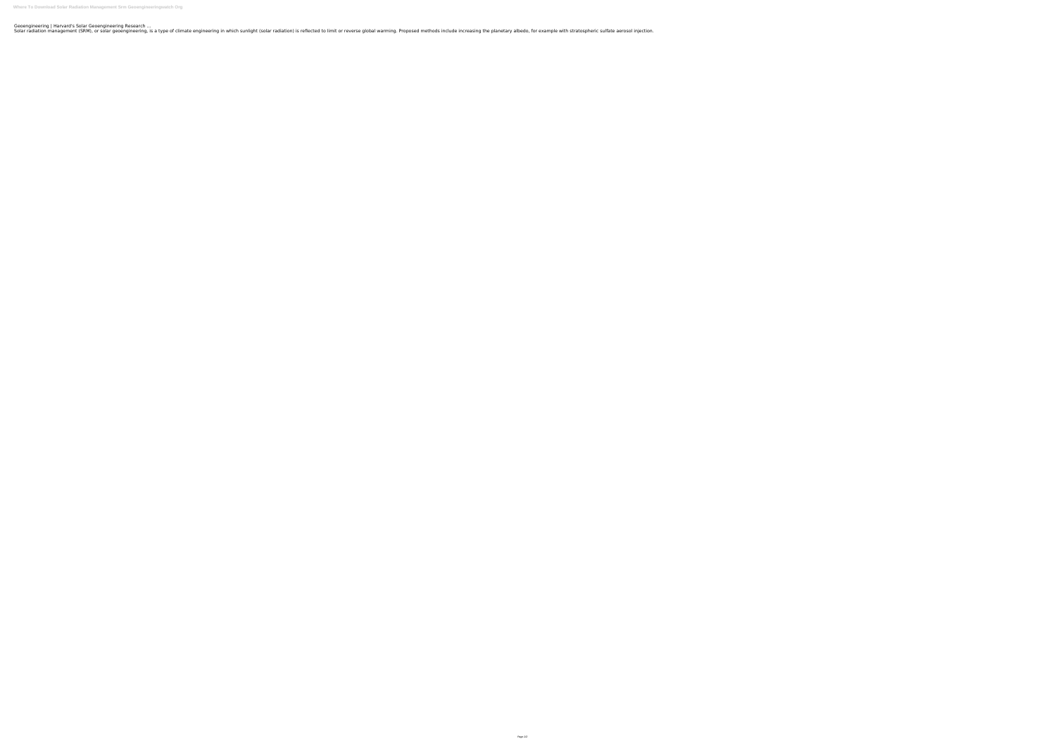Geoengineering | Harvard's Solar Geoengineering Research ...
Solar radiation management (SRM), or solar geoengineering, is a type of climate engineering in which sunlight (solar radiation) is reflected to limit or reverse global warming. Proposed methods include increasing the planetary albedo, for example with stratospheric sulfate aerosol injection.